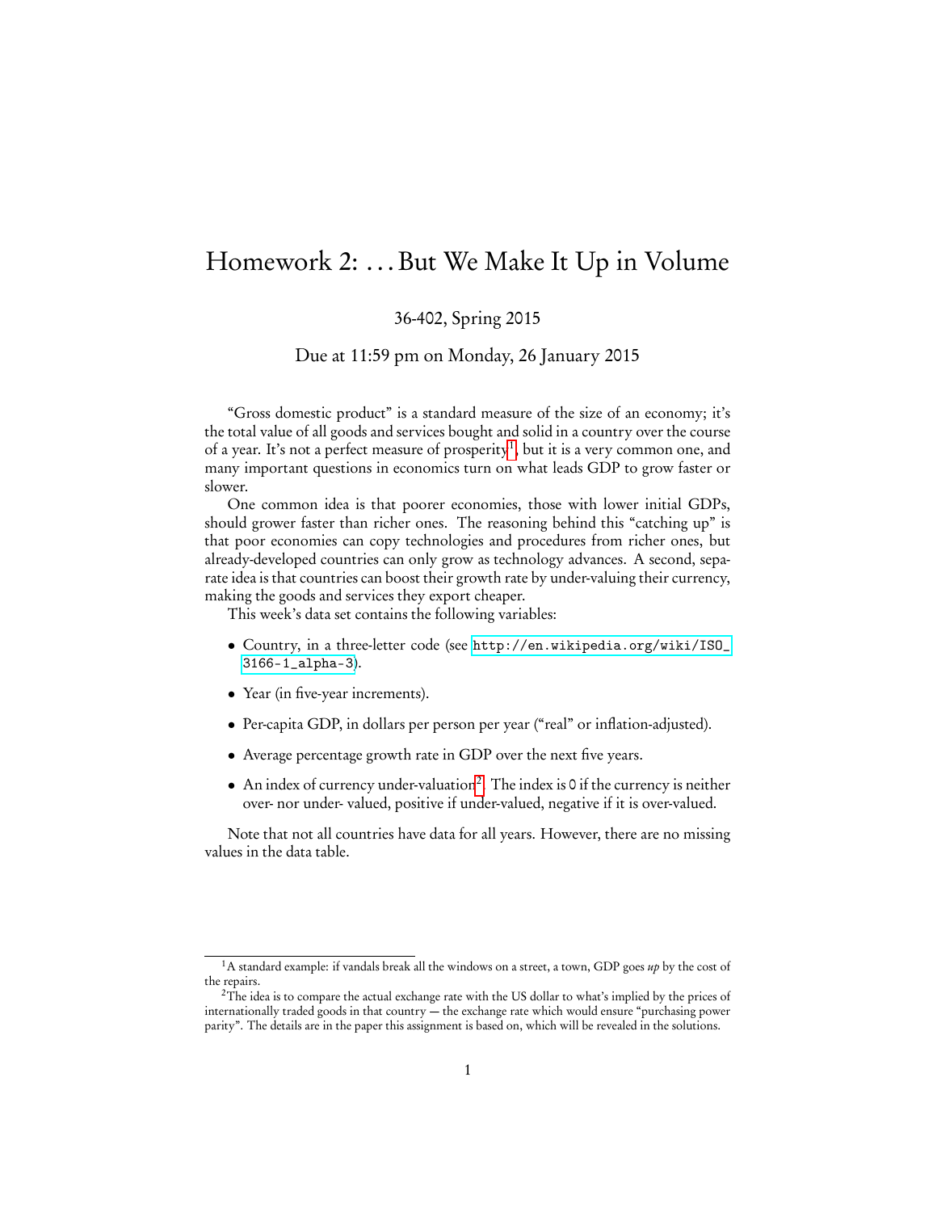# Homework 2: ...But We Make It Up in Volume

36-402, Spring 2015

Due at 11:59 pm on Monday, 26 January 2015

"Gross domestic product" is a standard measure of the size of an economy; it's the total value of all goods and services bought and solid in a country over the course of a year. It's not a perfect measure of prosperity[1], but it is a very common one, and many important questions in economics turn on what leads GDP to grow faster or slower.

One common idea is that poorer economies, those with lower initial GDPs, should grower faster than richer ones. The reasoning behind this "catching up" is that poor economies can copy technologies and procedures from richer ones, but already-developed countries can only grow as technology advances. A second, separate idea is that countries can boost their growth rate by under-valuing their currency, making the goods and services they export cheaper.

This week's data set contains the following variables:

- Country, in a three-letter code (see `http://en.wikipedia.org/wiki/ISO_3166-1_alpha-3`).
- Year (in five-year increments).
- Per-capita GDP, in dollars per person per year ("real" or inflation-adjusted).
- Average percentage growth rate in GDP over the next five years.
- An index of currency under-valuation[2]. The index is `0` if the currency is neither over- nor under- valued, positive if under-valued, negative if it is over-valued.

Note that not all countries have data for all years. However, there are no missing values in the data table.

---

[1] A standard example: if vandals break all the windows on a street, a town, GDP goes *up* by the cost of the repairs.

[2] The idea is to compare the actual exchange rate with the US dollar to what's implied by the prices of internationally traded goods in that country — the exchange rate which would ensure "purchasing power parity". The details are in the paper this assignment is based on, which will be revealed in the solutions.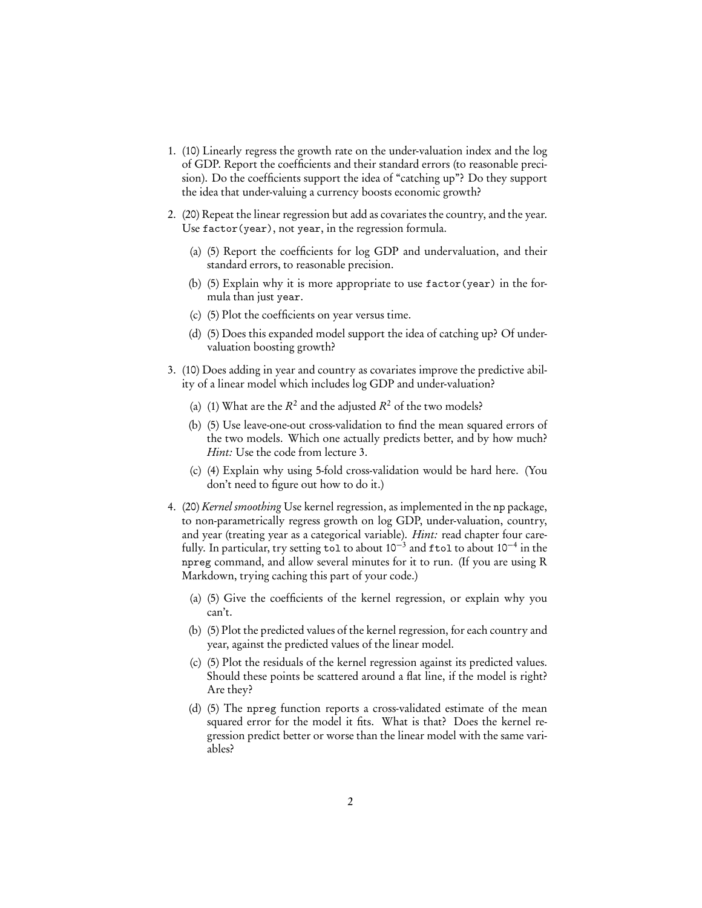1. (10) Linearly regress the growth rate on the under-valuation index and the log of GDP. Report the coefficients and their standard errors (to reasonable precision). Do the coefficients support the idea of "catching up"? Do they support the idea that under-valuing a currency boosts economic growth?

2. (20) Repeat the linear regression but add as covariates the country, and the year. Use `factor(year)`, not `year`, in the regression formula.

   (a) (5) Report the coefficients for log GDP and undervaluation, and their standard errors, to reasonable precision.

   (b) (5) Explain why it is more appropriate to use `factor(year)` in the formula than just `year`.

   (c) (5) Plot the coefficients on year versus time.

   (d) (5) Does this expanded model support the idea of catching up? Of undervaluation boosting growth?

3. (10) Does adding in year and country as covariates improve the predictive ability of a linear model which includes log GDP and under-valuation?

   (a) (1) What are the $R^2$ and the adjusted $R^2$ of the two models?

   (b) (5) Use leave-one-out cross-validation to find the mean squared errors of the two models. Which one actually predicts better, and by how much? *Hint:* Use the code from lecture 3.

   (c) (4) Explain why using 5-fold cross-validation would be hard here. (You don't need to figure out how to do it.)

4. (20) *Kernel smoothing* Use kernel regression, as implemented in the `np` package, to non-parametrically regress growth on log GDP, under-valuation, country, and year (treating year as a categorical variable). *Hint:* read chapter four carefully. In particular, try setting `tol` to about $10^{-3}$ and `ftol` to about $10^{-4}$ in the `npreg` command, and allow several minutes for it to run. (If you are using R Markdown, trying caching this part of your code.)

   (a) (5) Give the coefficients of the kernel regression, or explain why you can't.

   (b) (5) Plot the predicted values of the kernel regression, for each country and year, against the predicted values of the linear model.

   (c) (5) Plot the residuals of the kernel regression against its predicted values. Should these points be scattered around a flat line, if the model is right? Are they?

   (d) (5) The `npreg` function reports a cross-validated estimate of the mean squared error for the model it fits. What is that? Does the kernel regression predict better or worse than the linear model with the same variables?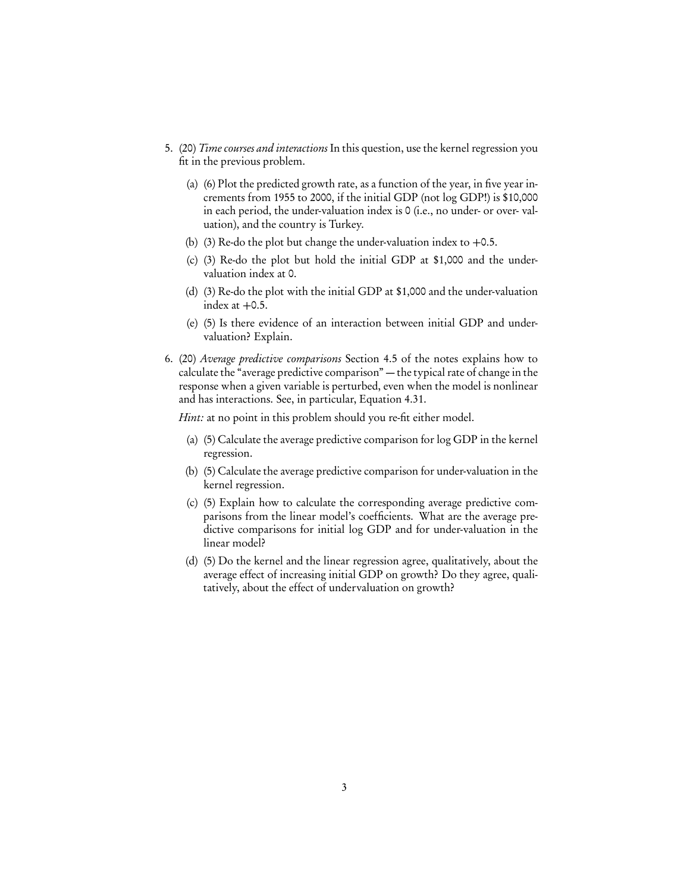5. (20) *Time courses and interactions* In this question, use the kernel regression you fit in the previous problem.

   (a) (6) Plot the predicted growth rate, as a function of the year, in five year increments from 1955 to 2000, if the initial GDP (not log GDP!) is $10,000 in each period, the under-valuation index is 0 (i.e., no under- or over- valuation), and the country is Turkey.

   (b) (3) Re-do the plot but change the under-valuation index to $+0.5$.

   (c) (3) Re-do the plot but hold the initial GDP at $1,000 and the under-valuation index at 0.

   (d) (3) Re-do the plot with the initial GDP at $1,000 and the under-valuation index at $+0.5$.

   (e) (5) Is there evidence of an interaction between initial GDP and under-valuation? Explain.

6. (20) *Average predictive comparisons* Section 4.5 of the notes explains how to calculate the "average predictive comparison" — the typical rate of change in the response when a given variable is perturbed, even when the model is nonlinear and has interactions. See, in particular, Equation 4.31.

   *Hint:* at no point in this problem should you re-fit either model.

   (a) (5) Calculate the average predictive comparison for log GDP in the kernel regression.

   (b) (5) Calculate the average predictive comparison for under-valuation in the kernel regression.

   (c) (5) Explain how to calculate the corresponding average predictive comparisons from the linear model's coefficients. What are the average predictive comparisons for initial log GDP and for under-valuation in the linear model?

   (d) (5) Do the kernel and the linear regression agree, qualitatively, about the average effect of increasing initial GDP on growth? Do they agree, qualitatively, about the effect of undervaluation on growth?